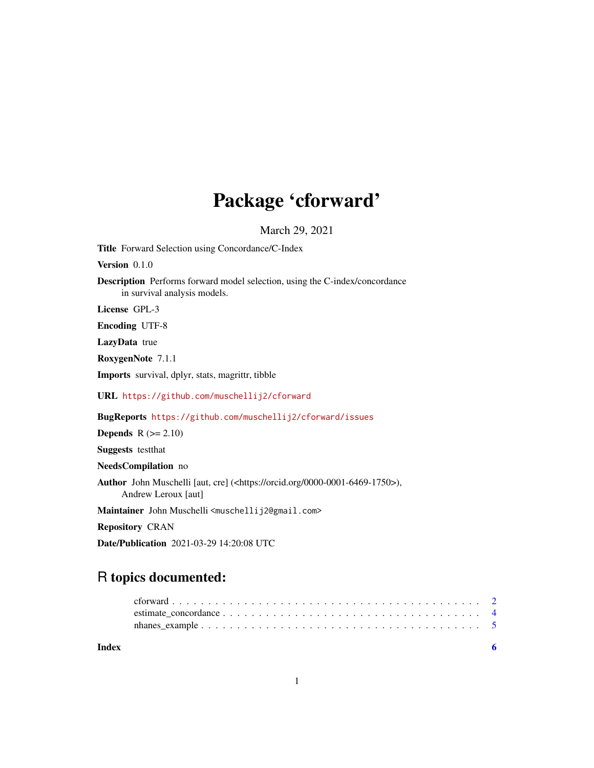# Package 'cforward'

March 29, 2021

**Title** Forward Selection using Concordance/C-Index

**Version** 0.1.0

**Description** Performs forward model selection, using the C-index/concordance in survival analysis models.

**License** GPL-3

**Encoding** UTF-8

**LazyData** true

**RoxygenNote** 7.1.1

**Imports** survival, dplyr, stats, magrittr, tibble

**URL** https://github.com/muschellij2/cforward

**BugReports** https://github.com/muschellij2/cforward/issues

**Depends** R (>= 2.10)

**Suggests** testthat

**NeedsCompilation** no

**Author** John Muschelli [aut, cre] (<https://orcid.org/0000-0001-6469-1750>), Andrew Leroux [aut]

**Maintainer** John Muschelli <muschellij2@gmail.com>

**Repository** CRAN

**Date/Publication** 2021-03-29 14:20:08 UTC

## R topics documented:

cforward . . . . . . . . . . . . . . . . . . . . . . . . . . . . . . . . . . . . . . . . . . 2
estimate_concordance . . . . . . . . . . . . . . . . . . . . . . . . . . . . . . . . . . . . 4
nhanes_example . . . . . . . . . . . . . . . . . . . . . . . . . . . . . . . . . . . . . . . 5

**Index** **6**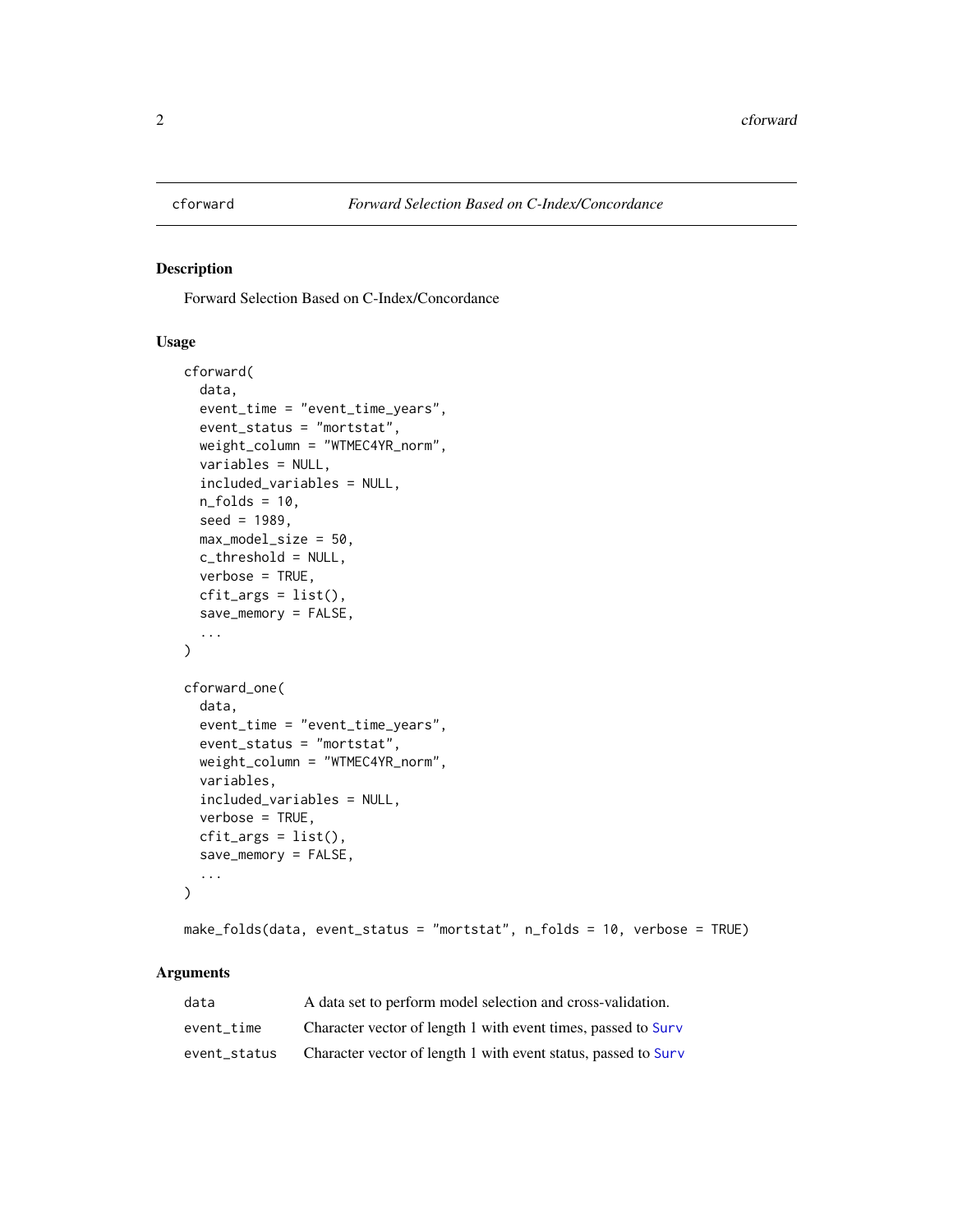cforward — *Forward Selection Based on C-Index/Concordance*

## Description

Forward Selection Based on C-Index/Concordance

## Usage

```
cforward(
  data,
  event_time = "event_time_years",
  event_status = "mortstat",
  weight_column = "WTMEC4YR_norm",
  variables = NULL,
  included_variables = NULL,
  n_folds = 10,
  seed = 1989,
  max_model_size = 50,
  c_threshold = NULL,
  verbose = TRUE,
  cfit_args = list(),
  save_memory = FALSE,
  ...
)

cforward_one(
  data,
  event_time = "event_time_years",
  event_status = "mortstat",
  weight_column = "WTMEC4YR_norm",
  variables,
  included_variables = NULL,
  verbose = TRUE,
  cfit_args = list(),
  save_memory = FALSE,
  ...
)

make_folds(data, event_status = "mortstat", n_folds = 10, verbose = TRUE)
```

## Arguments

| | |
|---|---|
| `data` | A data set to perform model selection and cross-validation. |
| `event_time` | Character vector of length 1 with event times, passed to `Surv` |
| `event_status` | Character vector of length 1 with event status, passed to `Surv` |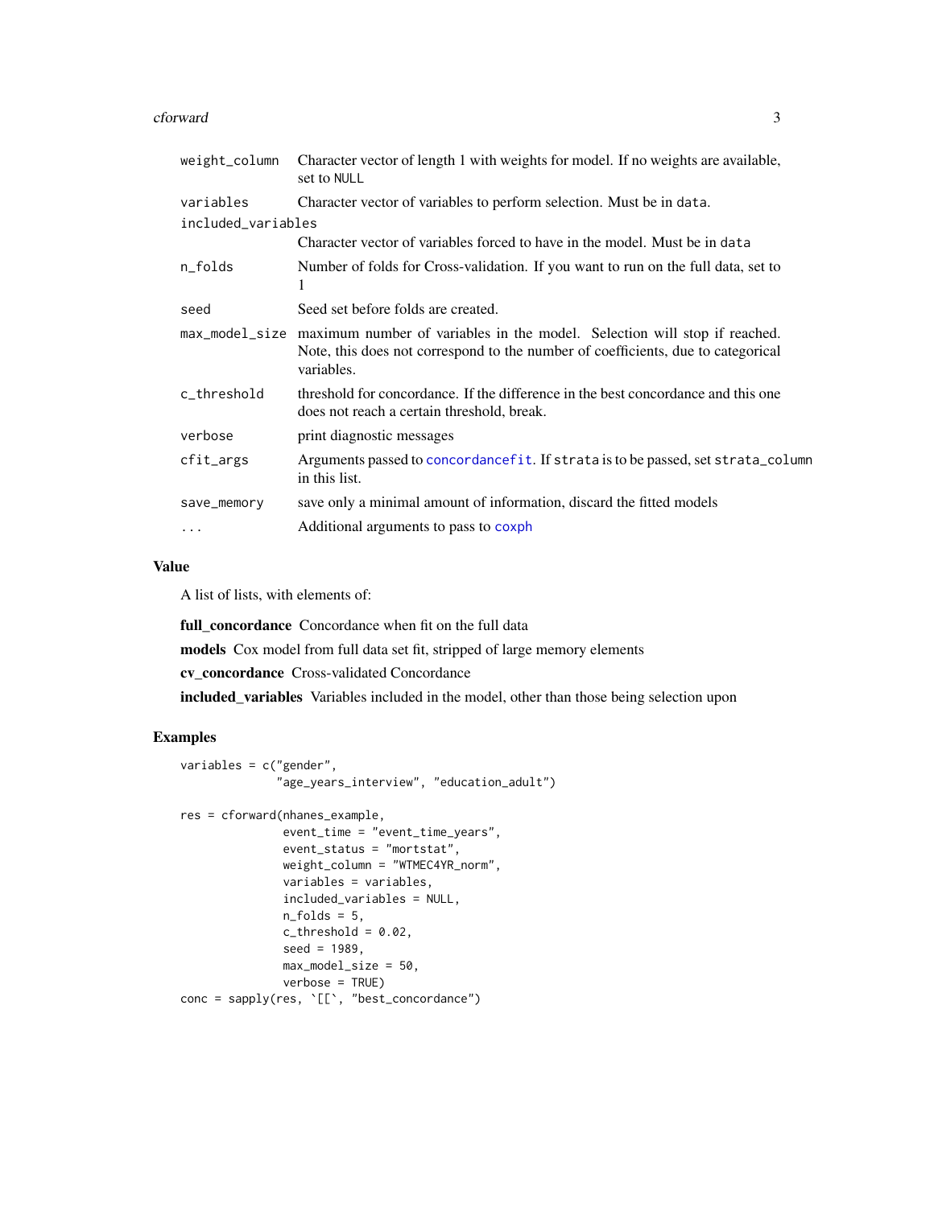| | |
|---|---|
| `weight_column` | Character vector of length 1 with weights for model. If no weights are available, set to `NULL` |
| `variables` | Character vector of variables to perform selection. Must be in `data`. |
| `included_variables` | Character vector of variables forced to have in the model. Must be in `data` |
| `n_folds` | Number of folds for Cross-validation. If you want to run on the full data, set to 1 |
| `seed` | Seed set before folds are created. |
| `max_model_size` | maximum number of variables in the model. Selection will stop if reached. Note, this does not correspond to the number of coefficients, due to categorical variables. |
| `c_threshold` | threshold for concordance. If the difference in the best concordance and this one does not reach a certain threshold, break. |
| `verbose` | print diagnostic messages |
| `cfit_args` | Arguments passed to `concordancefit`. If `strata` is to be passed, set `strata_column` in this list. |
| `save_memory` | save only a minimal amount of information, discard the fitted models |
| `...` | Additional arguments to pass to `coxph` |

## Value

A list of lists, with elements of:

**full_concordance** Concordance when fit on the full data

**models** Cox model from full data set fit, stripped of large memory elements

**cv_concordance** Cross-validated Concordance

**included_variables** Variables included in the model, other than those being selection upon

## Examples

```
variables = c("gender",
              "age_years_interview", "education_adult")

res = cforward(nhanes_example,
               event_time = "event_time_years",
               event_status = "mortstat",
               weight_column = "WTMEC4YR_norm",
               variables = variables,
               included_variables = NULL,
               n_folds = 5,
               c_threshold = 0.02,
               seed = 1989,
               max_model_size = 50,
               verbose = TRUE)
conc = sapply(res, `[[`, "best_concordance")
```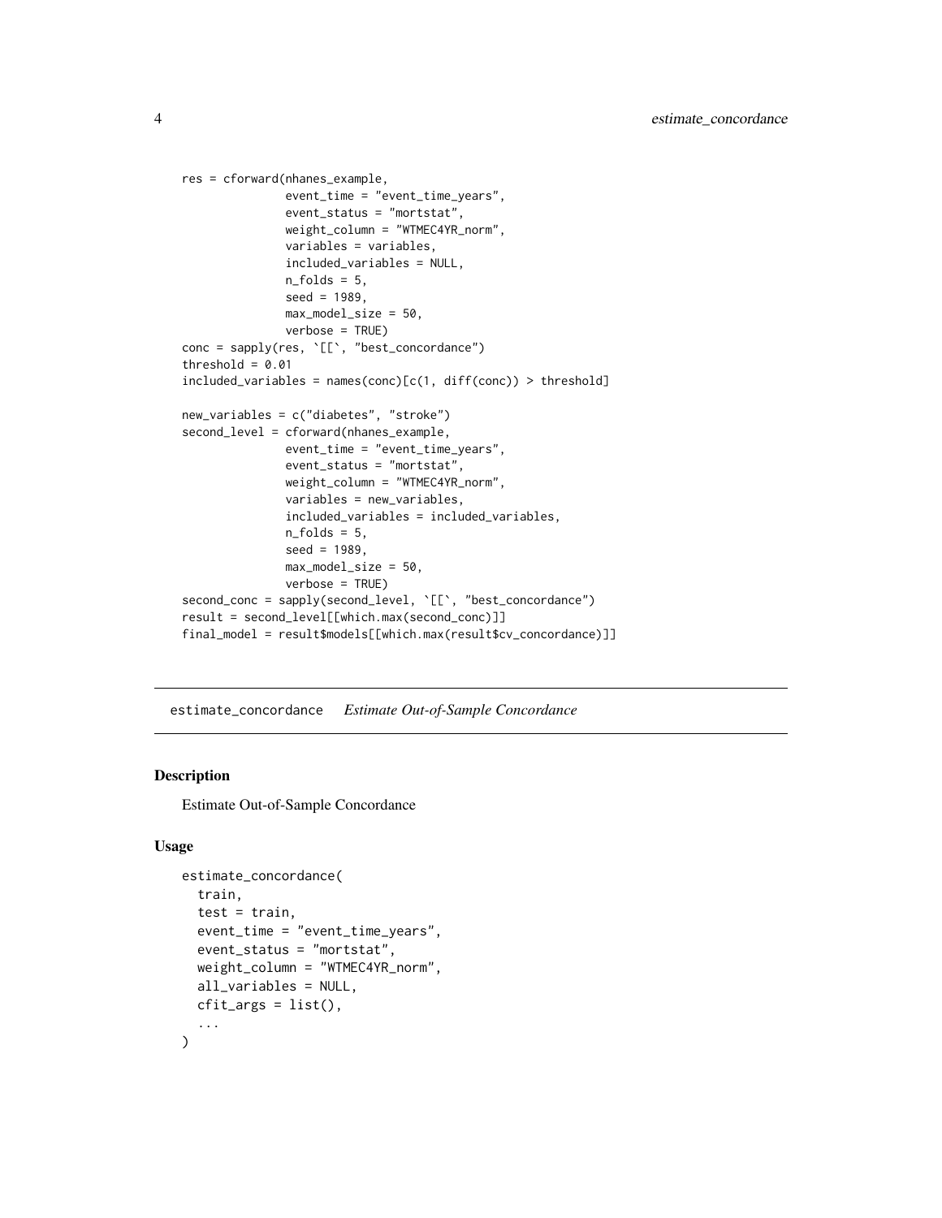```
res = cforward(nhanes_example,
               event_time = "event_time_years",
               event_status = "mortstat",
               weight_column = "WTMEC4YR_norm",
               variables = variables,
               included_variables = NULL,
               n_folds = 5,
               seed = 1989,
               max_model_size = 50,
               verbose = TRUE)
conc = sapply(res, `[[`, "best_concordance")
threshold = 0.01
included_variables = names(conc)[c(1, diff(conc)) > threshold]

new_variables = c("diabetes", "stroke")
second_level = cforward(nhanes_example,
               event_time = "event_time_years",
               event_status = "mortstat",
               weight_column = "WTMEC4YR_norm",
               variables = new_variables,
               included_variables = included_variables,
               n_folds = 5,
               seed = 1989,
               max_model_size = 50,
               verbose = TRUE)
second_conc = sapply(second_level, `[[`, "best_concordance")
result = second_level[[which.max(second_conc)]]
final_model = result$models[[which.max(result$cv_concordance)]]
```

## estimate_concordance *Estimate Out-of-Sample Concordance*

### Description

Estimate Out-of-Sample Concordance

### Usage

```
estimate_concordance(
  train,
  test = train,
  event_time = "event_time_years",
  event_status = "mortstat",
  weight_column = "WTMEC4YR_norm",
  all_variables = NULL,
  cfit_args = list(),
  ...
)
```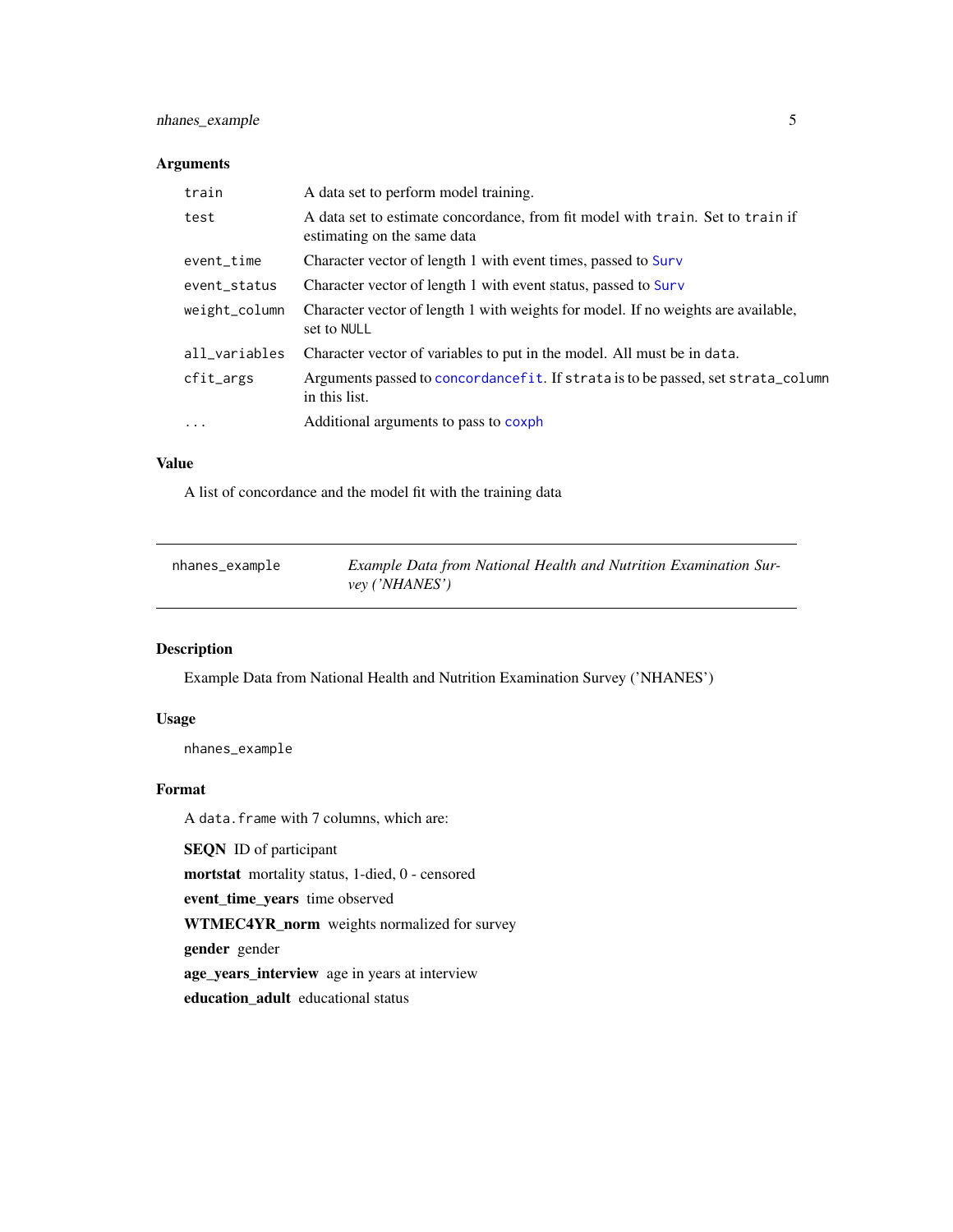### Arguments

| | |
|---|---|
| `train` | A data set to perform model training. |
| `test` | A data set to estimate concordance, from fit model with `train`. Set to `train` if estimating on the same data |
| `event_time` | Character vector of length 1 with event times, passed to `Surv` |
| `event_status` | Character vector of length 1 with event status, passed to `Surv` |
| `weight_column` | Character vector of length 1 with weights for model. If no weights are available, set to `NULL` |
| `all_variables` | Character vector of variables to put in the model. All must be in `data`. |
| `cfit_args` | Arguments passed to `concordancefit`. If `strata` is to be passed, set `strata_column` in this list. |
| `...` | Additional arguments to pass to `coxph` |

### Value

A list of concordance and the model fit with the training data

---

## nhanes_example — *Example Data from National Health and Nutrition Examination Survey ('NHANES')*

### Description

Example Data from National Health and Nutrition Examination Survey ('NHANES')

### Usage

```
nhanes_example
```

### Format

A `data.frame` with 7 columns, which are:

**SEQN** ID of participant

**mortstat** mortality status, 1-died, 0 - censored

**event_time_years** time observed

**WTMEC4YR_norm** weights normalized for survey

**gender** gender

**age_years_interview** age in years at interview

**education_adult** educational status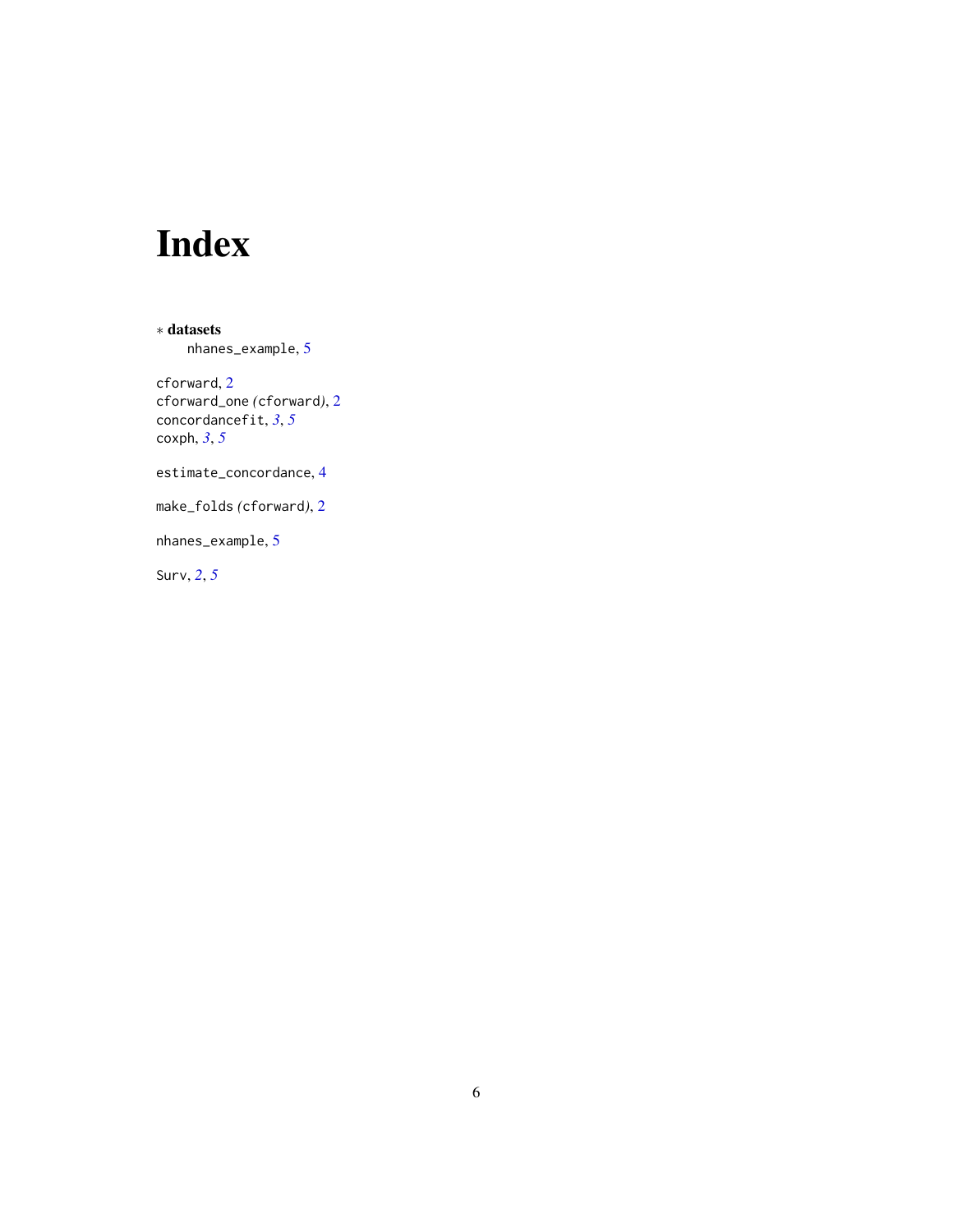# Index

∗ **datasets**
    nhanes_example, 5

cforward, 2
cforward_one *(*cforward*)*, 2
concordancefit, *3*, *5*
coxph, *3*, *5*

estimate_concordance, 4

make_folds *(*cforward*)*, 2

nhanes_example, 5

Surv, *2*, *5*